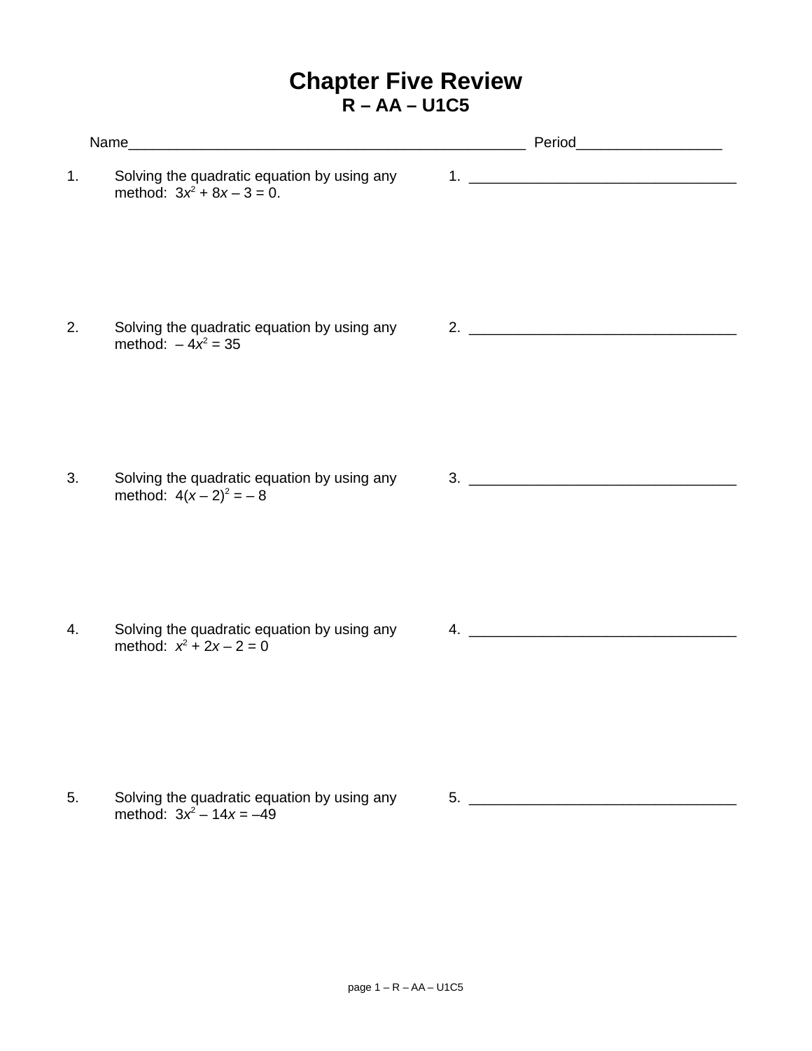# Chapter Five Review

## R – AA – U1C5

Name_________________________________________________ Period_________________

1. Solving the quadratic equation by using any method: $3x^2 + 8x - 3 = 0$.

   1. _________________________________

2. Solving the quadratic equation by using any method: $-4x^2 = 35$

   2. _________________________________

3. Solving the quadratic equation by using any method: $4(x - 2)^2 = -8$

   3. _________________________________

4. Solving the quadratic equation by using any method: $x^2 + 2x - 2 = 0$

   4. _________________________________

5. Solving the quadratic equation by using any method: $3x^2 - 14x = -49$

   5. _________________________________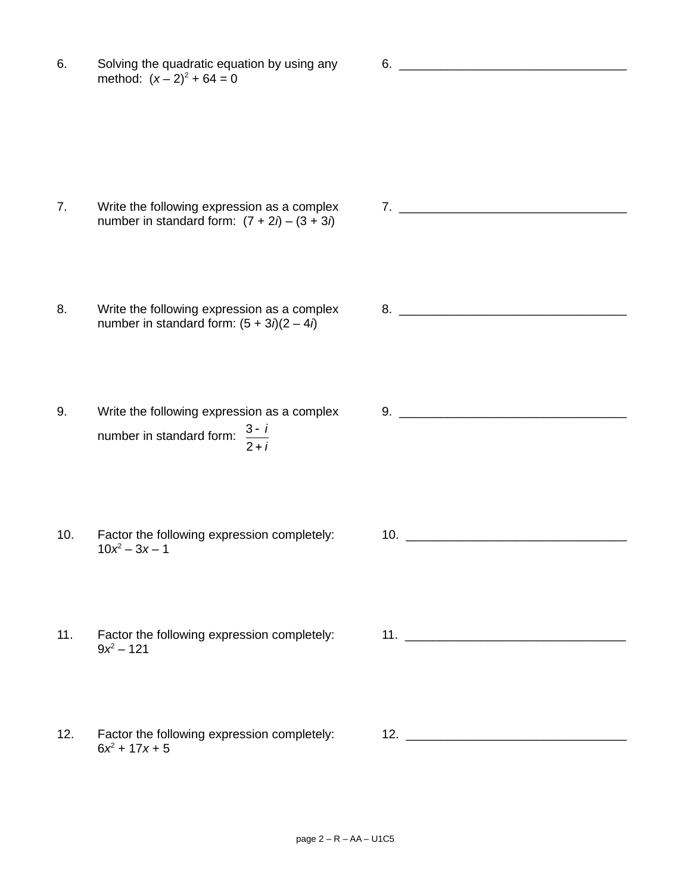6. Solving the quadratic equation by using any method: $(x - 2)^2 + 64 = 0$

6. ________________________________

7. Write the following expression as a complex number in standard form: $(7 + 2i) - (3 + 3i)$

7. ________________________________

8. Write the following expression as a complex number in standard form: $(5 + 3i)(2 - 4i)$

8. ________________________________

9. Write the following expression as a complex number in standard form: $\frac{3 - i}{2 + i}$

9. ________________________________

10. Factor the following expression completely: $10x^2 - 3x - 1$

10. ________________________________

11. Factor the following expression completely: $9x^2 - 121$

11. ________________________________

12. Factor the following expression completely: $6x^2 + 17x + 5$

12. ________________________________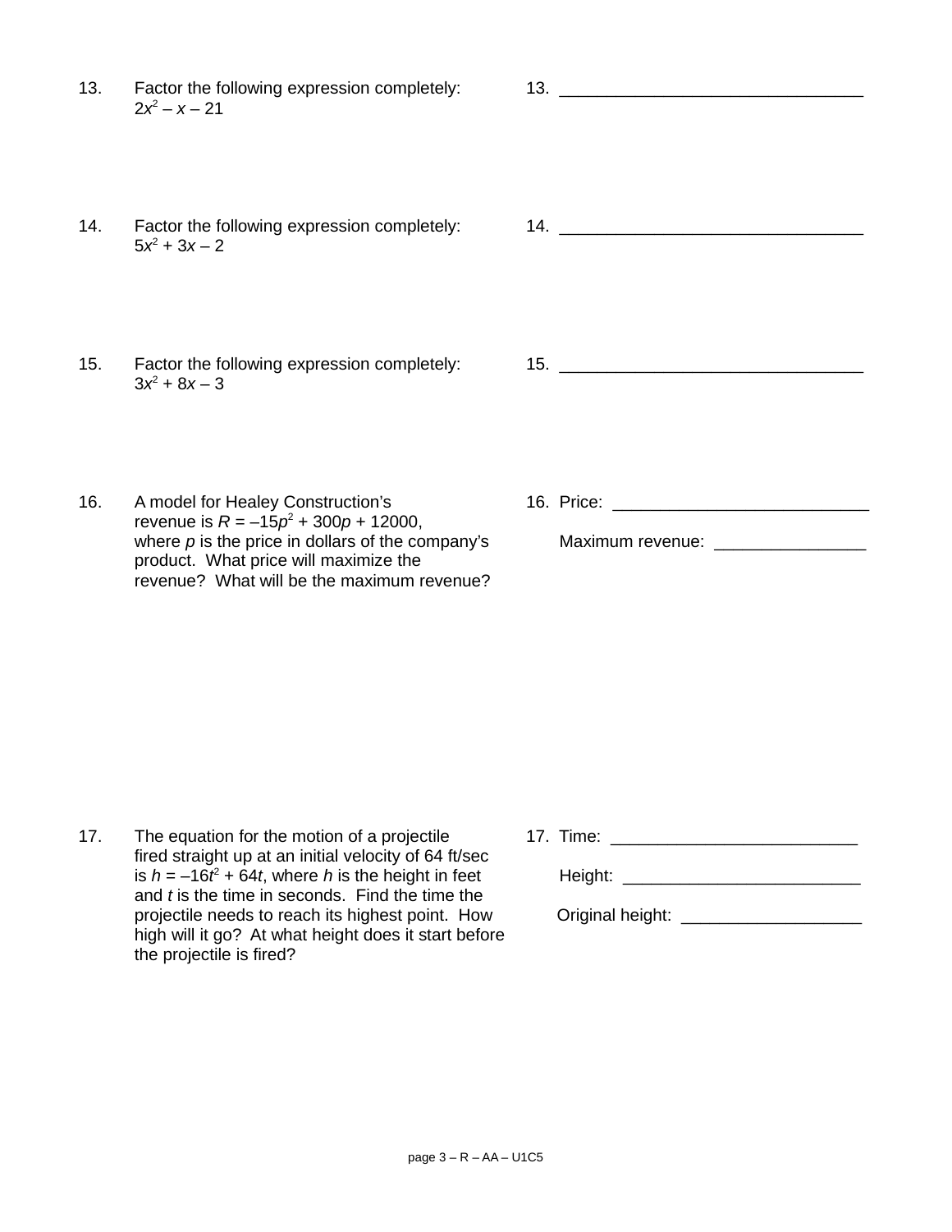13. Factor the following expression completely:
$2x^2 - x - 21$

13. ________________________________

14. Factor the following expression completely:
$5x^2 + 3x - 2$

14. ________________________________

15. Factor the following expression completely:
$3x^2 + 8x - 3$

15. ________________________________

16. A model for Healey Construction's revenue is $R = -15p^2 + 300p + 12000$, where $p$ is the price in dollars of the company's product. What price will maximize the revenue? What will be the maximum revenue?

16. Price: ___________________________

Maximum revenue: ________________

17. The equation for the motion of a projectile fired straight up at an initial velocity of 64 ft/sec is $h = -16t^2 + 64t$, where $h$ is the height in feet and $t$ is the time in seconds. Find the time the projectile needs to reach its highest point. How high will it go? At what height does it start before the projectile is fired?

17. Time: _________________________

Height: ________________________

Original height: __________________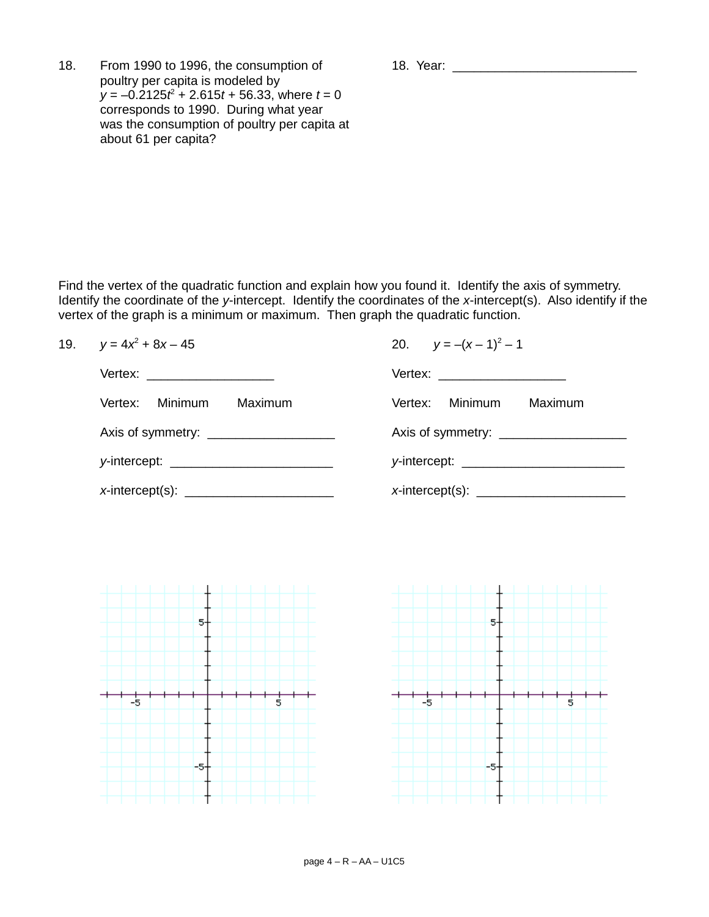18. From 1990 to 1996, the consumption of poultry per capita is modeled by $y = -0.2125t^2 + 2.615t + 56.33$, where $t = 0$ corresponds to 1990. During what year was the consumption of poultry per capita at about 61 per capita?

18. Year: ___________________________

Find the vertex of the quadratic function and explain how you found it. Identify the axis of symmetry. Identify the coordinate of the $y$-intercept. Identify the coordinates of the $x$-intercept(s). Also identify if the vertex of the graph is a minimum or maximum. Then graph the quadratic function.

19. $y = 4x^2 + 8x - 45$

Vertex: __________________

Vertex: Minimum Maximum

Axis of symmetry: __________________

$y$-intercept: ________________________

$x$-intercept(s): ______________________

-5
5
5
-5

20. $y = -(x - 1)^2 - 1$

Vertex: __________________

Vertex: Minimum Maximum

Axis of symmetry: __________________

$y$-intercept: ________________________

$x$-intercept(s): ______________________

-5
5
5
-5